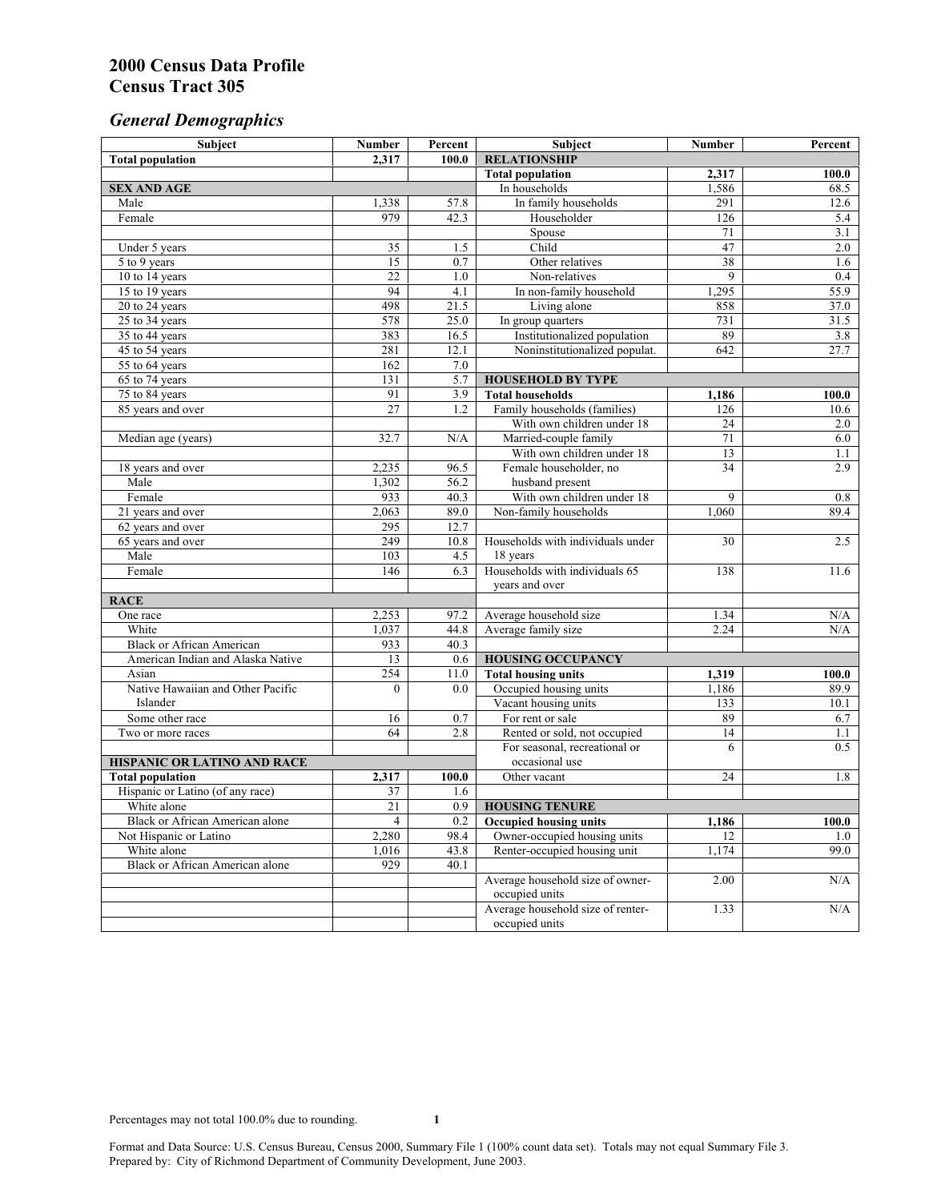# 2000 Census Data Profile
# Census Tract 305

## *General Demographics*

| Subject | Number | Percent | Subject | Number | Percent |
|---|---|---|---|---|---|
| **Total population** | **2,317** | **100.0** | **RELATIONSHIP** | | |
| | | | **Total population** | **2,317** | **100.0** |
| **SEX AND AGE** | | | In households | 1,586 | 68.5 |
| Male | 1,338 | 57.8 | In family households | 291 | 12.6 |
| Female | 979 | 42.3 | Householder | 126 | 5.4 |
| | | | Spouse | 71 | 3.1 |
| Under 5 years | 35 | 1.5 | Child | 47 | 2.0 |
| 5 to 9 years | 15 | 0.7 | Other relatives | 38 | 1.6 |
| 10 to 14 years | 22 | 1.0 | Non-relatives | 9 | 0.4 |
| 15 to 19 years | 94 | 4.1 | In non-family household | 1,295 | 55.9 |
| 20 to 24 years | 498 | 21.5 | Living alone | 858 | 37.0 |
| 25 to 34 years | 578 | 25.0 | In group quarters | 731 | 31.5 |
| 35 to 44 years | 383 | 16.5 | Institutionalized population | 89 | 3.8 |
| 45 to 54 years | 281 | 12.1 | Noninstitutionalized populat. | 642 | 27.7 |
| 55 to 64 years | 162 | 7.0 | | | |
| 65 to 74 years | 131 | 5.7 | **HOUSEHOLD BY TYPE** | | |
| 75 to 84 years | 91 | 3.9 | **Total households** | **1,186** | **100.0** |
| 85 years and over | 27 | 1.2 | Family households (families) | 126 | 10.6 |
| | | | With own children under 18 | 24 | 2.0 |
| Median age (years) | 32.7 | N/A | Married-couple family | 71 | 6.0 |
| | | | With own children under 18 | 13 | 1.1 |
| 18 years and over | 2,235 | 96.5 | Female householder, no husband present | 34 | 2.9 |
| Male | 1,302 | 56.2 | | | |
| Female | 933 | 40.3 | With own children under 18 | 9 | 0.8 |
| 21 years and over | 2,063 | 89.0 | Non-family households | 1,060 | 89.4 |
| 62 years and over | 295 | 12.7 | | | |
| 65 years and over | 249 | 10.8 | Households with individuals under 18 years | 30 | 2.5 |
| Male | 103 | 4.5 | | | |
| Female | 146 | 6.3 | Households with individuals 65 years and over | 138 | 11.6 |
| **RACE** | | | | | |
| One race | 2,253 | 97.2 | Average household size | 1.34 | N/A |
| White | 1,037 | 44.8 | Average family size | 2.24 | N/A |
| Black or African American | 933 | 40.3 | | | |
| American Indian and Alaska Native | 13 | 0.6 | **HOUSING OCCUPANCY** | | |
| Asian | 254 | 11.0 | **Total housing units** | **1,319** | **100.0** |
| Native Hawaiian and Other Pacific Islander | 0 | 0.0 | Occupied housing units | 1,186 | 89.9 |
| | | | Vacant housing units | 133 | 10.1 |
| Some other race | 16 | 0.7 | For rent or sale | 89 | 6.7 |
| Two or more races | 64 | 2.8 | Rented or sold, not occupied | 14 | 1.1 |
| | | | For seasonal, recreational or occasional use | 6 | 0.5 |
| **HISPANIC OR LATINO AND RACE** | | | | | |
| **Total population** | **2,317** | **100.0** | Other vacant | 24 | 1.8 |
| Hispanic or Latino (of any race) | 37 | 1.6 | | | |
| White alone | 21 | 0.9 | **HOUSING TENURE** | | |
| Black or African American alone | 4 | 0.2 | **Occupied housing units** | **1,186** | **100.0** |
| Not Hispanic or Latino | 2,280 | 98.4 | Owner-occupied housing units | 12 | 1.0 |
| White alone | 1,016 | 43.8 | Renter-occupied housing unit | 1,174 | 99.0 |
| Black or African American alone | 929 | 40.1 | | | |
| | | | Average household size of owner-occupied units | 2.00 | N/A |
| | | | Average household size of renter-occupied units | 1.33 | N/A |

Percentages may not total 100.0% due to rounding.

Format and Data Source: U.S. Census Bureau, Census 2000, Summary File 1 (100% count data set). Totals may not equal Summary File 3.
Prepared by: City of Richmond Department of Community Development, June 2003.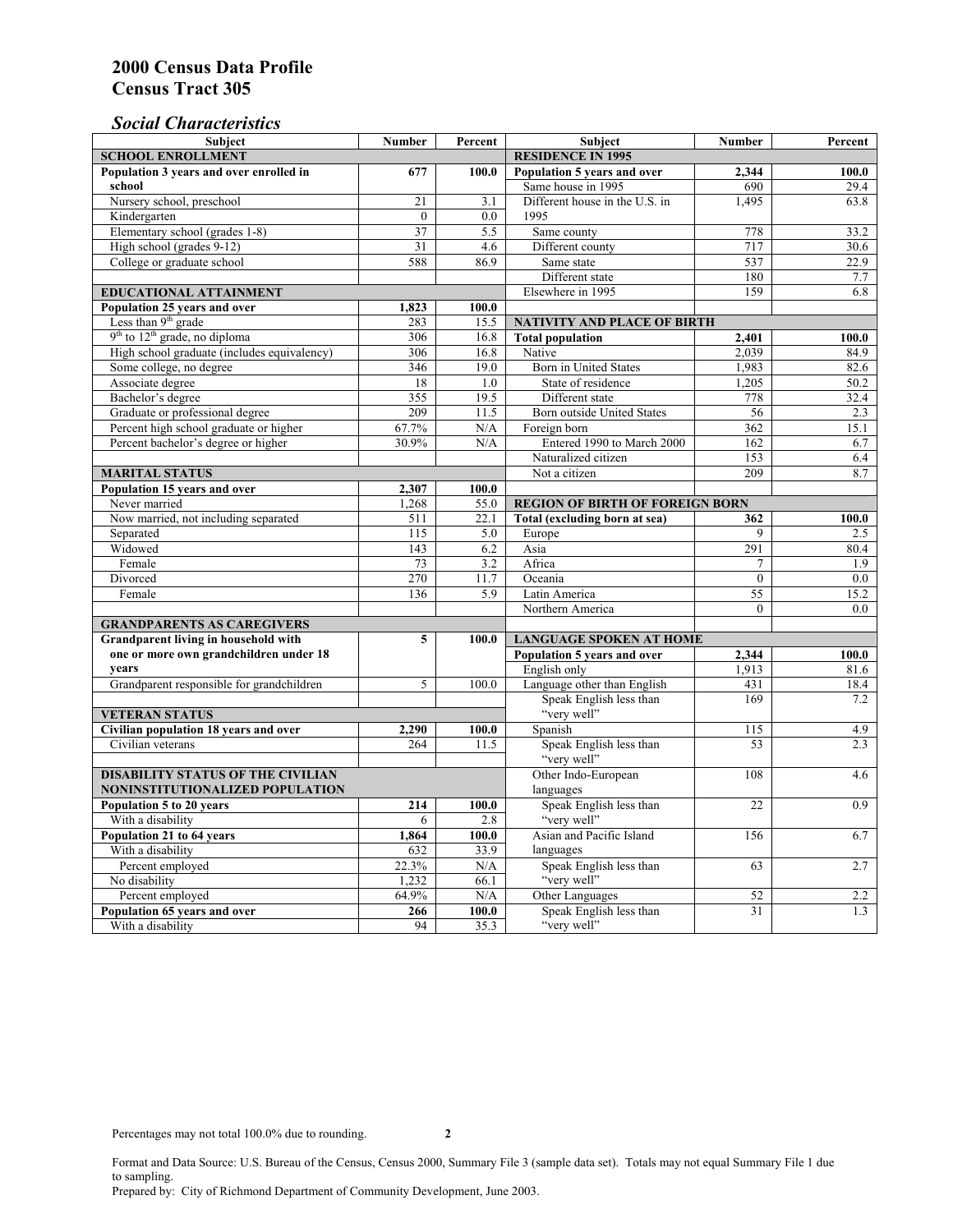# 2000 Census Data Profile
# Census Tract 305

## *Social Characteristics*

| Subject | Number | Percent |
|---|---|---|
| **SCHOOL ENROLLMENT** | | |
| **Population 3 years and over enrolled in school** | **677** | **100.0** |
| Nursery school, preschool | 21 | 3.1 |
| Kindergarten | 0 | 0.0 |
| Elementary school (grades 1-8) | 37 | 5.5 |
| High school (grades 9-12) | 31 | 4.6 |
| College or graduate school | 588 | 86.9 |
| **EDUCATIONAL ATTAINMENT** | | |
| **Population 25 years and over** | **1,823** | **100.0** |
| Less than 9th grade | 283 | 15.5 |
| 9th to 12th grade, no diploma | 306 | 16.8 |
| High school graduate (includes equivalency) | 306 | 16.8 |
| Some college, no degree | 346 | 19.0 |
| Associate degree | 18 | 1.0 |
| Bachelor's degree | 355 | 19.5 |
| Graduate or professional degree | 209 | 11.5 |
| Percent high school graduate or higher | 67.7% | N/A |
| Percent bachelor's degree or higher | 30.9% | N/A |
| **MARITAL STATUS** | | |
| **Population 15 years and over** | **2,307** | **100.0** |
| Never married | 1,268 | 55.0 |
| Now married, not including separated | 511 | 22.1 |
| Separated | 115 | 5.0 |
| Widowed | 143 | 6.2 |
| Female | 73 | 3.2 |
| Divorced | 270 | 11.7 |
| Female | 136 | 5.9 |
| **GRANDPARENTS AS CAREGIVERS** | | |
| **Grandparent living in household with one or more own grandchildren under 18 years** | **5** | **100.0** |
| Grandparent responsible for grandchildren | 5 | 100.0 |
| **VETERAN STATUS** | | |
| **Civilian population 18 years and over** | **2,290** | **100.0** |
| Civilian veterans | 264 | 11.5 |
| **DISABILITY STATUS OF THE CIVILIAN NONINSTITUTIONALIZED POPULATION** | | |
| **Population 5 to 20 years** | **214** | **100.0** |
| With a disability | 6 | 2.8 |
| **Population 21 to 64 years** | **1,864** | **100.0** |
| With a disability | 632 | 33.9 |
| Percent employed | 22.3% | N/A |
| No disability | 1,232 | 66.1 |
| Percent employed | 64.9% | N/A |
| **Population 65 years and over** | **266** | **100.0** |
| With a disability | 94 | 35.3 |

| Subject | Number | Percent |
|---|---|---|
| **RESIDENCE IN 1995** | | |
| **Population 5 years and over** | **2,344** | **100.0** |
| Same house in 1995 | 690 | 29.4 |
| Different house in the U.S. in 1995 | 1,495 | 63.8 |
| Same county | 778 | 33.2 |
| Different county | 717 | 30.6 |
| Same state | 537 | 22.9 |
| Different state | 180 | 7.7 |
| Elsewhere in 1995 | 159 | 6.8 |
| **NATIVITY AND PLACE OF BIRTH** | | |
| **Total population** | **2,401** | **100.0** |
| Native | 2,039 | 84.9 |
| Born in United States | 1,983 | 82.6 |
| State of residence | 1,205 | 50.2 |
| Different state | 778 | 32.4 |
| Born outside United States | 56 | 2.3 |
| Foreign born | 362 | 15.1 |
| Entered 1990 to March 2000 | 162 | 6.7 |
| Naturalized citizen | 153 | 6.4 |
| Not a citizen | 209 | 8.7 |
| **REGION OF BIRTH OF FOREIGN BORN** | | |
| **Total (excluding born at sea)** | **362** | **100.0** |
| Europe | 9 | 2.5 |
| Asia | 291 | 80.4 |
| Africa | 7 | 1.9 |
| Oceania | 0 | 0.0 |
| Latin America | 55 | 15.2 |
| Northern America | 0 | 0.0 |
| **LANGUAGE SPOKEN AT HOME** | | |
| **Population 5 years and over** | **2,344** | **100.0** |
| English only | 1,913 | 81.6 |
| Language other than English | 431 | 18.4 |
| Speak English less than "very well" | 169 | 7.2 |
| Spanish | 115 | 4.9 |
| Speak English less than "very well" | 53 | 2.3 |
| Other Indo-European languages | 108 | 4.6 |
| Speak English less than "very well" | 22 | 0.9 |
| Asian and Pacific Island languages | 156 | 6.7 |
| Speak English less than "very well" | 63 | 2.7 |
| Other Languages | 52 | 2.2 |
| Speak English less than "very well" | 31 | 1.3 |

Percentages may not total 100.0% due to rounding.

Format and Data Source: U.S. Bureau of the Census, Census 2000, Summary File 3 (sample data set). Totals may not equal Summary File 1 due to sampling.
Prepared by: City of Richmond Department of Community Development, June 2003.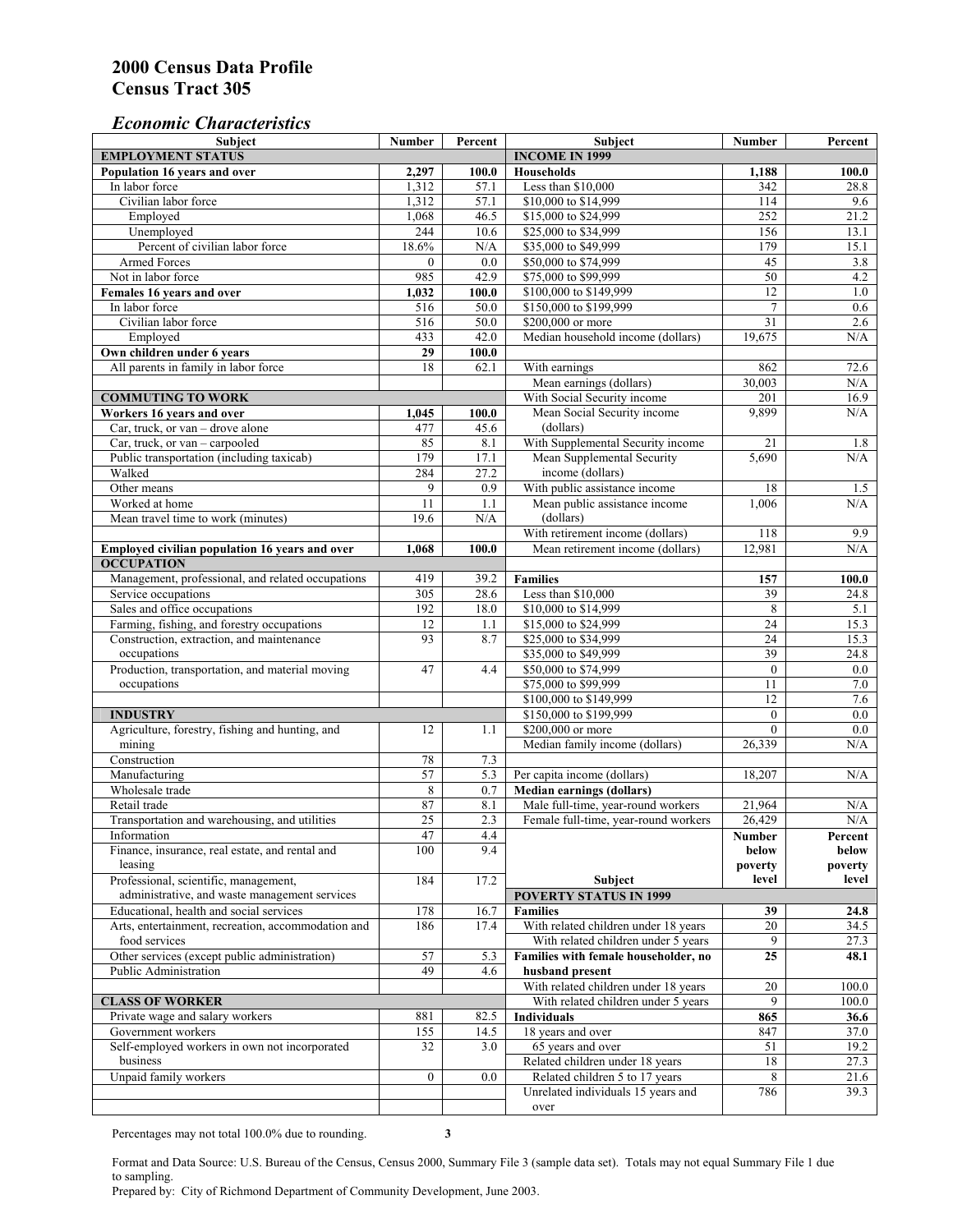# 2000 Census Data Profile
# Census Tract 305

## *Economic Characteristics*

| Subject | Number | Percent |
|---|---|---|
| **EMPLOYMENT STATUS** | | |
| **Population 16 years and over** | **2,297** | **100.0** |
| In labor force | 1,312 | 57.1 |
| Civilian labor force | 1,312 | 57.1 |
| Employed | 1,068 | 46.5 |
| Unemployed | 244 | 10.6 |
| Percent of civilian labor force | 18.6% | N/A |
| Armed Forces | 0 | 0.0 |
| Not in labor force | 985 | 42.9 |
| **Females 16 years and over** | **1,032** | **100.0** |
| In labor force | 516 | 50.0 |
| Civilian labor force | 516 | 50.0 |
| Employed | 433 | 42.0 |
| **Own children under 6 years** | **29** | **100.0** |
| All parents in family in labor force | 18 | 62.1 |
| **COMMUTING TO WORK** | | |
| **Workers 16 years and over** | **1,045** | **100.0** |
| Car, truck, or van – drove alone | 477 | 45.6 |
| Car, truck, or van – carpooled | 85 | 8.1 |
| Public transportation (including taxicab) | 179 | 17.1 |
| Walked | 284 | 27.2 |
| Other means | 9 | 0.9 |
| Worked at home | 11 | 1.1 |
| Mean travel time to work (minutes) | 19.6 | N/A |
| **Employed civilian population 16 years and over** | **1,068** | **100.0** |
| **OCCUPATION** | | |
| Management, professional, and related occupations | 419 | 39.2 |
| Service occupations | 305 | 28.6 |
| Sales and office occupations | 192 | 18.0 |
| Farming, fishing, and forestry occupations | 12 | 1.1 |
| Construction, extraction, and maintenance occupations | 93 | 8.7 |
| Production, transportation, and material moving occupations | 47 | 4.4 |
| **INDUSTRY** | | |
| Agriculture, forestry, fishing and hunting, and mining | 12 | 1.1 |
| Construction | 78 | 7.3 |
| Manufacturing | 57 | 5.3 |
| Wholesale trade | 8 | 0.7 |
| Retail trade | 87 | 8.1 |
| Transportation and warehousing, and utilities | 25 | 2.3 |
| Information | 47 | 4.4 |
| Finance, insurance, real estate, and rental and leasing | 100 | 9.4 |
| Professional, scientific, management, administrative, and waste management services | 184 | 17.2 |
| Educational, health and social services | 178 | 16.7 |
| Arts, entertainment, recreation, accommodation and food services | 186 | 17.4 |
| Other services (except public administration) | 57 | 5.3 |
| Public Administration | 49 | 4.6 |
| **CLASS OF WORKER** | | |
| Private wage and salary workers | 881 | 82.5 |
| Government workers | 155 | 14.5 |
| Self-employed workers in own not incorporated business | 32 | 3.0 |
| Unpaid family workers | 0 | 0.0 |

| Subject | Number | Percent |
|---|---|---|
| **INCOME IN 1999** | | |
| **Households** | **1,188** | **100.0** |
| Less than $10,000 | 342 | 28.8 |
| $10,000 to $14,999 | 114 | 9.6 |
| $15,000 to $24,999 | 252 | 21.2 |
| $25,000 to $34,999 | 156 | 13.1 |
| $35,000 to $49,999 | 179 | 15.1 |
| $50,000 to $74,999 | 45 | 3.8 |
| $75,000 to $99,999 | 50 | 4.2 |
| $100,000 to $149,999 | 12 | 1.0 |
| $150,000 to $199,999 | 7 | 0.6 |
| $200,000 or more | 31 | 2.6 |
| Median household income (dollars) | 19,675 | N/A |
| With earnings | 862 | 72.6 |
| Mean earnings (dollars) | 30,003 | N/A |
| With Social Security income | 201 | 16.9 |
| Mean Social Security income (dollars) | 9,899 | N/A |
| With Supplemental Security income | 21 | 1.8 |
| Mean Supplemental Security income (dollars) | 5,690 | N/A |
| With public assistance income | 18 | 1.5 |
| Mean public assistance income (dollars) | 1,006 | N/A |
| With retirement income (dollars) | 118 | 9.9 |
| Mean retirement income (dollars) | 12,981 | N/A |
| **Families** | **157** | **100.0** |
| Less than $10,000 | 39 | 24.8 |
| $10,000 to $14,999 | 8 | 5.1 |
| $15,000 to $24,999 | 24 | 15.3 |
| $25,000 to $34,999 | 24 | 15.3 |
| $35,000 to $49,999 | 39 | 24.8 |
| $50,000 to $74,999 | 0 | 0.0 |
| $75,000 to $99,999 | 11 | 7.0 |
| $100,000 to $149,999 | 12 | 7.6 |
| $150,000 to $199,999 | 0 | 0.0 |
| $200,000 or more | 0 | 0.0 |
| Median family income (dollars) | 26,339 | N/A |
| Per capita income (dollars) | 18,207 | N/A |
| **Median earnings (dollars)** | | |
| Male full-time, year-round workers | 21,964 | N/A |
| Female full-time, year-round workers | 26,429 | N/A |

| Subject | Number below poverty level | Percent below poverty level |
|---|---|---|
| **POVERTY STATUS IN 1999** | | |
| **Families** | **39** | **24.8** |
| With related children under 18 years | 20 | 34.5 |
| With related children under 5 years | 9 | 27.3 |
| **Families with female householder, no husband present** | **25** | **48.1** |
| With related children under 18 years | 20 | 100.0 |
| With related children under 5 years | 9 | 100.0 |
| **Individuals** | **865** | **36.6** |
| 18 years and over | 847 | 37.0 |
| 65 years and over | 51 | 19.2 |
| Related children under 18 years | 18 | 27.3 |
| Related children 5 to 17 years | 8 | 21.6 |
| Unrelated individuals 15 years and over | 786 | 39.3 |

Percentages may not total 100.0% due to rounding.

Format and Data Source: U.S. Bureau of the Census, Census 2000, Summary File 3 (sample data set). Totals may not equal Summary File 1 due to sampling.
Prepared by: City of Richmond Department of Community Development, June 2003.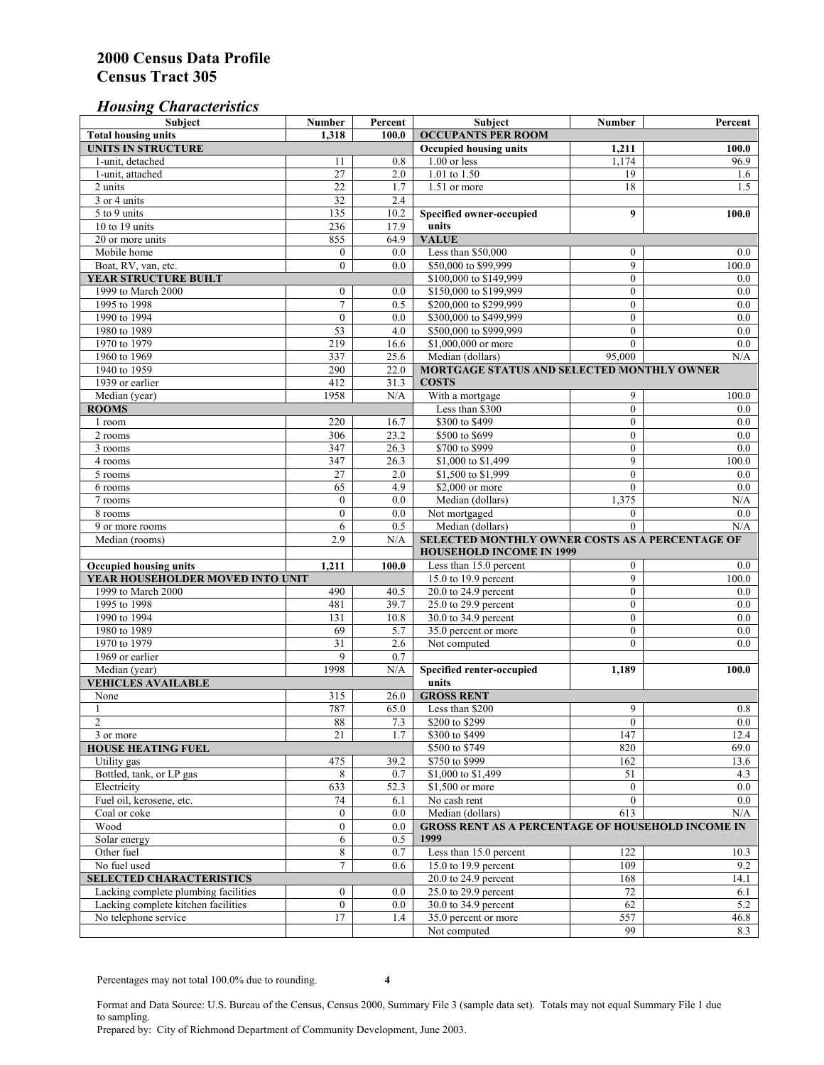# 2000 Census Data Profile
# Census Tract 305

## *Housing Characteristics*

| Subject | Number | Percent | Subject | Number | Percent |
|---|---|---|---|---|---|
| **Total housing units** | **1,318** | **100.0** | **OCCUPANTS PER ROOM** | | |
| **UNITS IN STRUCTURE** | | | **Occupied housing units** | **1,211** | **100.0** |
| 1-unit, detached | 11 | 0.8 | 1.00 or less | 1,174 | 96.9 |
| 1-unit, attached | 27 | 2.0 | 1.01 to 1.50 | 19 | 1.6 |
| 2 units | 22 | 1.7 | 1.51 or more | 18 | 1.5 |
| 3 or 4 units | 32 | 2.4 | | | |
| 5 to 9 units | 135 | 10.2 | **Specified owner-occupied units** | **9** | **100.0** |
| 10 to 19 units | 236 | 17.9 | | | |
| 20 or more units | 855 | 64.9 | **VALUE** | | |
| Mobile home | 0 | 0.0 | Less than $50,000 | 0 | 0.0 |
| Boat, RV, van, etc. | 0 | 0.0 | $50,000 to $99,999 | 9 | 100.0 |
| **YEAR STRUCTURE BUILT** | | | $100,000 to $149,999 | 0 | 0.0 |
| 1999 to March 2000 | 0 | 0.0 | $150,000 to $199,999 | 0 | 0.0 |
| 1995 to 1998 | 7 | 0.5 | $200,000 to $299,999 | 0 | 0.0 |
| 1990 to 1994 | 0 | 0.0 | $300,000 to $499,999 | 0 | 0.0 |
| 1980 to 1989 | 53 | 4.0 | $500,000 to $999,999 | 0 | 0.0 |
| 1970 to 1979 | 219 | 16.6 | $1,000,000 or more | 0 | 0.0 |
| 1960 to 1969 | 337 | 25.6 | Median (dollars) | 95,000 | N/A |
| 1940 to 1959 | 290 | 22.0 | **MORTGAGE STATUS AND SELECTED MONTHLY OWNER COSTS** | | |
| 1939 or earlier | 412 | 31.3 | | | |
| Median (year) | 1958 | N/A | With a mortgage | 9 | 100.0 |
| **ROOMS** | | | Less than $300 | 0 | 0.0 |
| 1 room | 220 | 16.7 | $300 to $499 | 0 | 0.0 |
| 2 rooms | 306 | 23.2 | $500 to $699 | 0 | 0.0 |
| 3 rooms | 347 | 26.3 | $700 to $999 | 0 | 0.0 |
| 4 rooms | 347 | 26.3 | $1,000 to $1,499 | 9 | 100.0 |
| 5 rooms | 27 | 2.0 | $1,500 to $1,999 | 0 | 0.0 |
| 6 rooms | 65 | 4.9 | $2,000 or more | 0 | 0.0 |
| 7 rooms | 0 | 0.0 | Median (dollars) | 1,375 | N/A |
| 8 rooms | 0 | 0.0 | Not mortgaged | 0 | 0.0 |
| 9 or more rooms | 6 | 0.5 | Median (dollars) | 0 | N/A |
| Median (rooms) | 2.9 | N/A | **SELECTED MONTHLY OWNER COSTS AS A PERCENTAGE OF HOUSEHOLD INCOME IN 1999** | | |
| | | | | | |
| **Occupied housing units** | **1,211** | **100.0** | Less than 15.0 percent | 0 | 0.0 |
| **YEAR HOUSEHOLDER MOVED INTO UNIT** | | | 15.0 to 19.9 percent | 9 | 100.0 |
| 1999 to March 2000 | 490 | 40.5 | 20.0 to 24.9 percent | 0 | 0.0 |
| 1995 to 1998 | 481 | 39.7 | 25.0 to 29.9 percent | 0 | 0.0 |
| 1990 to 1994 | 131 | 10.8 | 30.0 to 34.9 percent | 0 | 0.0 |
| 1980 to 1989 | 69 | 5.7 | 35.0 percent or more | 0 | 0.0 |
| 1970 to 1979 | 31 | 2.6 | Not computed | 0 | 0.0 |
| 1969 or earlier | 9 | 0.7 | | | |
| Median (year) | 1998 | N/A | **Specified renter-occupied units** | **1,189** | **100.0** |
| **VEHICLES AVAILABLE** | | | | | |
| None | 315 | 26.0 | **GROSS RENT** | | |
| 1 | 787 | 65.0 | Less than $200 | 9 | 0.8 |
| 2 | 88 | 7.3 | $200 to $299 | 0 | 0.0 |
| 3 or more | 21 | 1.7 | $300 to $499 | 147 | 12.4 |
| **HOUSE HEATING FUEL** | | | $500 to $749 | 820 | 69.0 |
| Utility gas | 475 | 39.2 | $750 to $999 | 162 | 13.6 |
| Bottled, tank, or LP gas | 8 | 0.7 | $1,000 to $1,499 | 51 | 4.3 |
| Electricity | 633 | 52.3 | $1,500 or more | 0 | 0.0 |
| Fuel oil, kerosene, etc. | 74 | 6.1 | No cash rent | 0 | 0.0 |
| Coal or coke | 0 | 0.0 | Median (dollars) | 613 | N/A |
| Wood | 0 | 0.0 | **GROSS RENT AS A PERCENTAGE OF HOUSEHOLD INCOME IN 1999** | | |
| Solar energy | 6 | 0.5 | | | |
| Other fuel | 8 | 0.7 | Less than 15.0 percent | 122 | 10.3 |
| No fuel used | 7 | 0.6 | 15.0 to 19.9 percent | 109 | 9.2 |
| **SELECTED CHARACTERISTICS** | | | 20.0 to 24.9 percent | 168 | 14.1 |
| Lacking complete plumbing facilities | 0 | 0.0 | 25.0 to 29.9 percent | 72 | 6.1 |
| Lacking complete kitchen facilities | 0 | 0.0 | 30.0 to 34.9 percent | 62 | 5.2 |
| No telephone service | 17 | 1.4 | 35.0 percent or more | 557 | 46.8 |
| | | | Not computed | 99 | 8.3 |

Percentages may not total 100.0% due to rounding.

Format and Data Source: U.S. Bureau of the Census, Census 2000, Summary File 3 (sample data set). Totals may not equal Summary File 1 due to sampling.
Prepared by: City of Richmond Department of Community Development, June 2003.